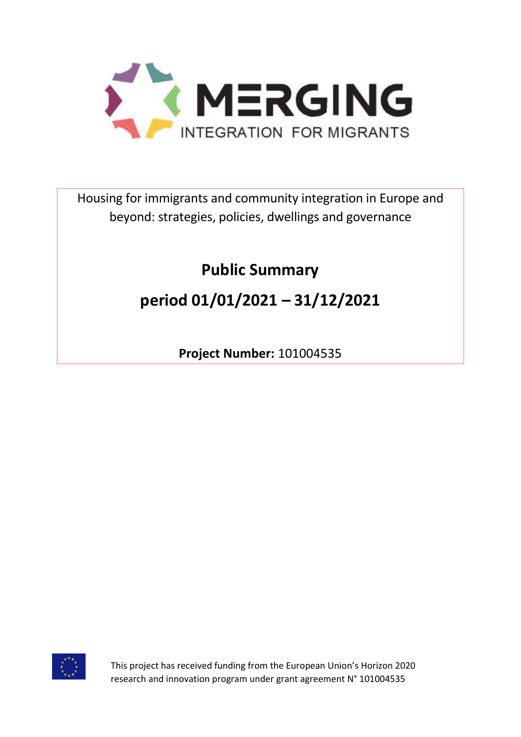MERGING

INTEGRATION FOR MIGRANTS

Housing for immigrants and community integration in Europe and beyond: strategies, policies, dwellings and governance

# Public Summary

# period 01/01/2021 – 31/12/2021

**Project Number:** 101004535

This project has received funding from the European Union's Horizon 2020 research and innovation program under grant agreement N° 101004535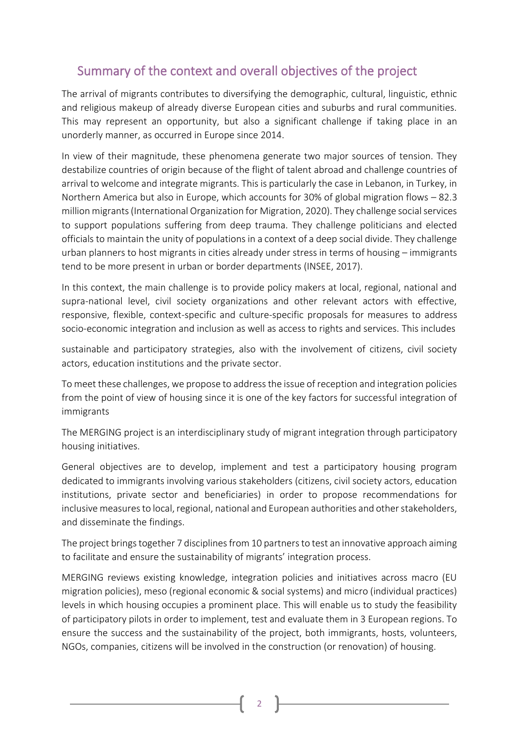## Summary of the context and overall objectives of the project

The arrival of migrants contributes to diversifying the demographic, cultural, linguistic, ethnic and religious makeup of already diverse European cities and suburbs and rural communities. This may represent an opportunity, but also a significant challenge if taking place in an unorderly manner, as occurred in Europe since 2014.

In view of their magnitude, these phenomena generate two major sources of tension. They destabilize countries of origin because of the flight of talent abroad and challenge countries of arrival to welcome and integrate migrants. This is particularly the case in Lebanon, in Turkey, in Northern America but also in Europe, which accounts for 30% of global migration flows – 82.3 million migrants (International Organization for Migration, 2020). They challenge social services to support populations suffering from deep trauma. They challenge politicians and elected officials to maintain the unity of populations in a context of a deep social divide. They challenge urban planners to host migrants in cities already under stress in terms of housing – immigrants tend to be more present in urban or border departments (INSEE, 2017).

In this context, the main challenge is to provide policy makers at local, regional, national and supra-national level, civil society organizations and other relevant actors with effective, responsive, flexible, context-specific and culture-specific proposals for measures to address socio-economic integration and inclusion as well as access to rights and services. This includes

sustainable and participatory strategies, also with the involvement of citizens, civil society actors, education institutions and the private sector.

To meet these challenges, we propose to address the issue of reception and integration policies from the point of view of housing since it is one of the key factors for successful integration of immigrants

The MERGING project is an interdisciplinary study of migrant integration through participatory housing initiatives.

General objectives are to develop, implement and test a participatory housing program dedicated to immigrants involving various stakeholders (citizens, civil society actors, education institutions, private sector and beneficiaries) in order to propose recommendations for inclusive measures to local, regional, national and European authorities and other stakeholders, and disseminate the findings.

The project brings together 7 disciplines from 10 partners to test an innovative approach aiming to facilitate and ensure the sustainability of migrants' integration process.

MERGING reviews existing knowledge, integration policies and initiatives across macro (EU migration policies), meso (regional economic & social systems) and micro (individual practices) levels in which housing occupies a prominent place. This will enable us to study the feasibility of participatory pilots in order to implement, test and evaluate them in 3 European regions. To ensure the success and the sustainability of the project, both immigrants, hosts, volunteers, NGOs, companies, citizens will be involved in the construction (or renovation) of housing.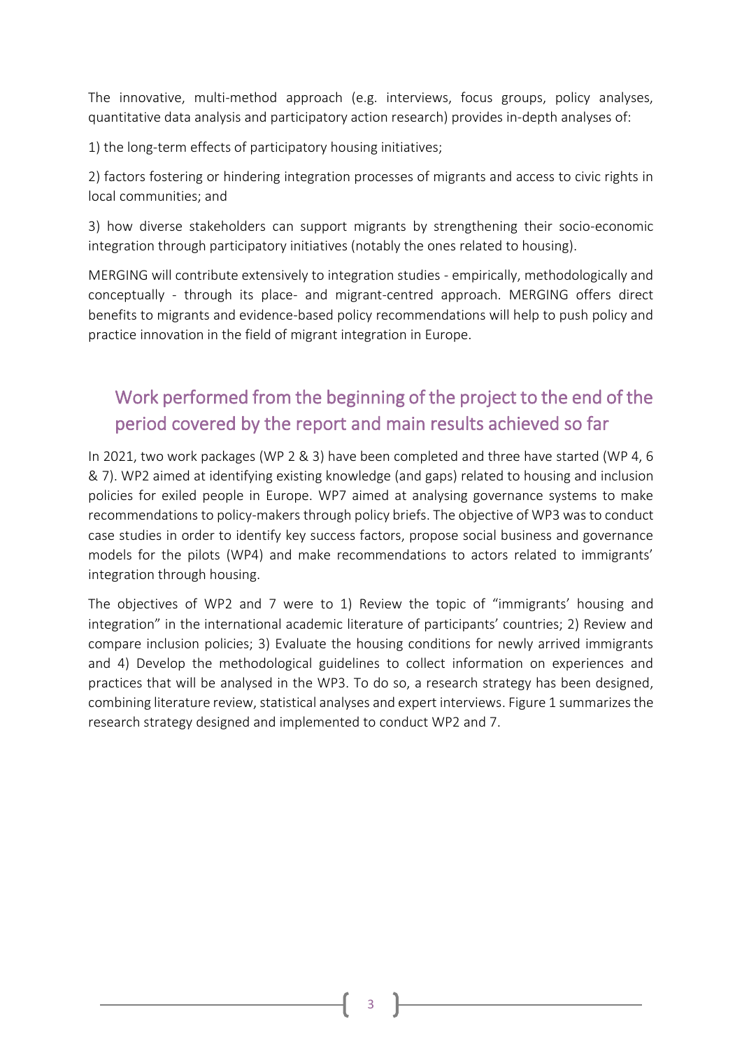The innovative, multi-method approach (e.g. interviews, focus groups, policy analyses, quantitative data analysis and participatory action research) provides in-depth analyses of:

1) the long-term effects of participatory housing initiatives;

2) factors fostering or hindering integration processes of migrants and access to civic rights in local communities; and

3) how diverse stakeholders can support migrants by strengthening their socio-economic integration through participatory initiatives (notably the ones related to housing).

MERGING will contribute extensively to integration studies - empirically, methodologically and conceptually - through its place- and migrant-centred approach. MERGING offers direct benefits to migrants and evidence-based policy recommendations will help to push policy and practice innovation in the field of migrant integration in Europe.

## Work performed from the beginning of the project to the end of the period covered by the report and main results achieved so far

In 2021, two work packages (WP 2 & 3) have been completed and three have started (WP 4, 6 & 7). WP2 aimed at identifying existing knowledge (and gaps) related to housing and inclusion policies for exiled people in Europe. WP7 aimed at analysing governance systems to make recommendations to policy-makers through policy briefs. The objective of WP3 was to conduct case studies in order to identify key success factors, propose social business and governance models for the pilots (WP4) and make recommendations to actors related to immigrants' integration through housing.

The objectives of WP2 and 7 were to 1) Review the topic of "immigrants' housing and integration" in the international academic literature of participants' countries; 2) Review and compare inclusion policies; 3) Evaluate the housing conditions for newly arrived immigrants and 4) Develop the methodological guidelines to collect information on experiences and practices that will be analysed in the WP3. To do so, a research strategy has been designed, combining literature review, statistical analyses and expert interviews. Figure 1 summarizes the research strategy designed and implemented to conduct WP2 and 7.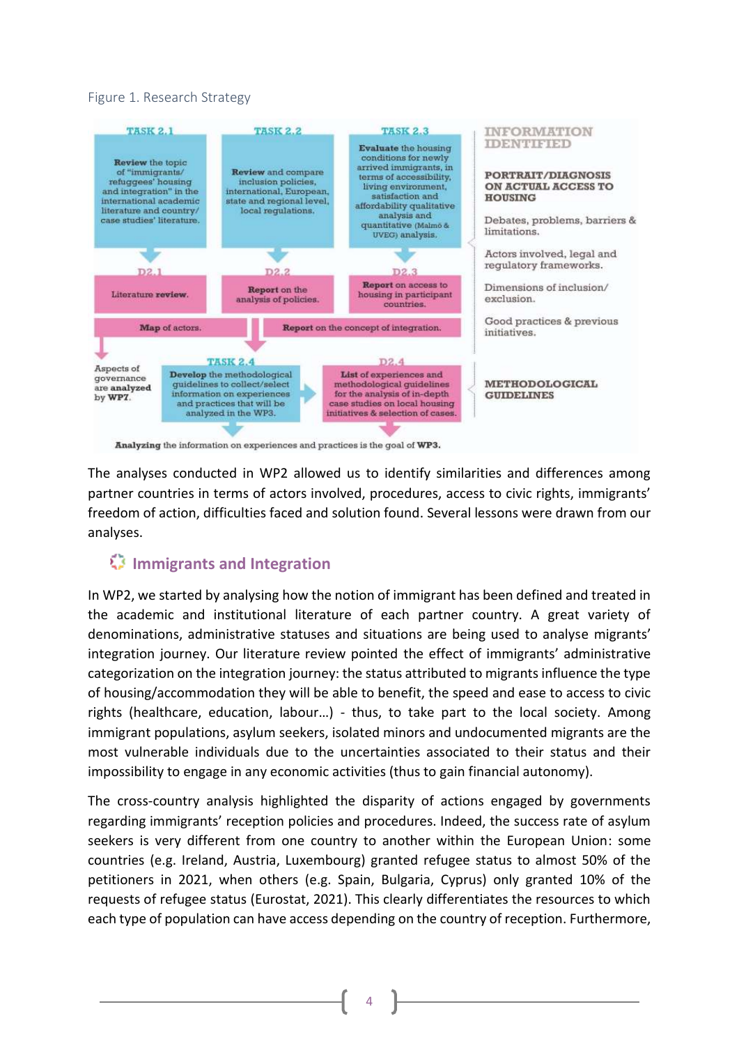Figure 1. Research Strategy

**TASK 2.1**
**Review** the topic of "immigrants/ refuggees' housing and integration" in the international academic literature and country/ case studies' literature.

**TASK 2.2**
**Review** and compare inclusion policies, international, European, state and regional level, local regulations.

**TASK 2.3**
**Evaluate** the housing conditions for newly arrived immigrants, in terms of accessibility, living environment, satisfaction and affordability qualitative analysis and quantitative (Malmö & UVEG) analysis.

**D2.1**
Literature **review**.

**D2.2**
**Report** on the analysis of policies.

**D2.3**
**Report** on access to housing in participant countries.

**Map** of actors.

**Report** on the concept of integration.

Aspects of governance are **analyzed** by **WP7**.

**TASK 2.4**
**Develop** the methodological guidelines to collect/select information on experiences and practices that will be analyzed in the WP3.

**D2.4**
**List** of experiences and methodological guidelines for the analysis of in-depth case studies on local housing initiatives & selection of cases.

**Analyzing** the information on experiences and practices is the goal of **WP3**.

**INFORMATION IDENTIFIED**

**PORTRAIT/DIAGNOSIS ON ACTUAL ACCESS TO HOUSING**
- Debates, problems, barriers & limitations.
- Actors involved, legal and regulatory frameworks.
- Dimensions of inclusion/ exclusion.
- Good practices & previous initiatives.

**METHODOLOGICAL GUIDELINES**

The analyses conducted in WP2 allowed us to identify similarities and differences among partner countries in terms of actors involved, procedures, access to civic rights, immigrants' freedom of action, difficulties faced and solution found. Several lessons were drawn from our analyses.

## Immigrants and Integration

In WP2, we started by analysing how the notion of immigrant has been defined and treated in the academic and institutional literature of each partner country. A great variety of denominations, administrative statuses and situations are being used to analyse migrants' integration journey. Our literature review pointed the effect of immigrants' administrative categorization on the integration journey: the status attributed to migrants influence the type of housing/accommodation they will be able to benefit, the speed and ease to access to civic rights (healthcare, education, labour…) - thus, to take part to the local society. Among immigrant populations, asylum seekers, isolated minors and undocumented migrants are the most vulnerable individuals due to the uncertainties associated to their status and their impossibility to engage in any economic activities (thus to gain financial autonomy).

The cross-country analysis highlighted the disparity of actions engaged by governments regarding immigrants' reception policies and procedures. Indeed, the success rate of asylum seekers is very different from one country to another within the European Union: some countries (e.g. Ireland, Austria, Luxembourg) granted refugee status to almost 50% of the petitioners in 2021, when others (e.g. Spain, Bulgaria, Cyprus) only granted 10% of the requests of refugee status (Eurostat, 2021). This clearly differentiates the resources to which each type of population can have access depending on the country of reception. Furthermore,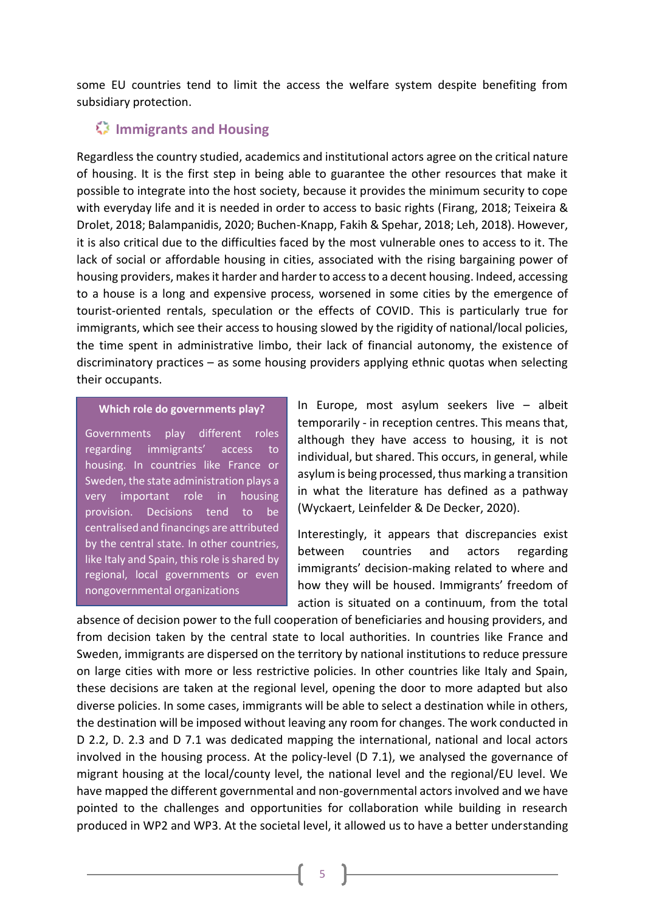some EU countries tend to limit the access the welfare system despite benefiting from subsidiary protection.

## Immigrants and Housing

Regardless the country studied, academics and institutional actors agree on the critical nature of housing. It is the first step in being able to guarantee the other resources that make it possible to integrate into the host society, because it provides the minimum security to cope with everyday life and it is needed in order to access to basic rights (Firang, 2018; Teixeira & Drolet, 2018; Balampanidis, 2020; Buchen-Knapp, Fakih & Spehar, 2018; Leh, 2018). However, it is also critical due to the difficulties faced by the most vulnerable ones to access to it. The lack of social or affordable housing in cities, associated with the rising bargaining power of housing providers, makes it harder and harder to access to a decent housing. Indeed, accessing to a house is a long and expensive process, worsened in some cities by the emergence of tourist-oriented rentals, speculation or the effects of COVID. This is particularly true for immigrants, which see their access to housing slowed by the rigidity of national/local policies, the time spent in administrative limbo, their lack of financial autonomy, the existence of discriminatory practices – as some housing providers applying ethnic quotas when selecting their occupants.

**Which role do governments play?**

Governments play different roles regarding immigrants' access to housing. In countries like France or Sweden, the state administration plays a very important role in housing provision. Decisions tend to be centralised and financings are attributed by the central state. In other countries, like Italy and Spain, this role is shared by regional, local governments or even nongovernmental organizations

In Europe, most asylum seekers live – albeit temporarily - in reception centres. This means that, although they have access to housing, it is not individual, but shared. This occurs, in general, while asylum is being processed, thus marking a transition in what the literature has defined as a pathway (Wyckaert, Leinfelder & De Decker, 2020).

Interestingly, it appears that discrepancies exist between countries and actors regarding immigrants' decision-making related to where and how they will be housed. Immigrants' freedom of action is situated on a continuum, from the total absence of decision power to the full cooperation of beneficiaries and housing providers, and from decision taken by the central state to local authorities. In countries like France and Sweden, immigrants are dispersed on the territory by national institutions to reduce pressure on large cities with more or less restrictive policies. In other countries like Italy and Spain, these decisions are taken at the regional level, opening the door to more adapted but also diverse policies. In some cases, immigrants will be able to select a destination while in others, the destination will be imposed without leaving any room for changes. The work conducted in D 2.2, D. 2.3 and D 7.1 was dedicated mapping the international, national and local actors involved in the housing process. At the policy-level (D 7.1), we analysed the governance of migrant housing at the local/county level, the national level and the regional/EU level. We have mapped the different governmental and non-governmental actors involved and we have pointed to the challenges and opportunities for collaboration while building in research produced in WP2 and WP3. At the societal level, it allowed us to have a better understanding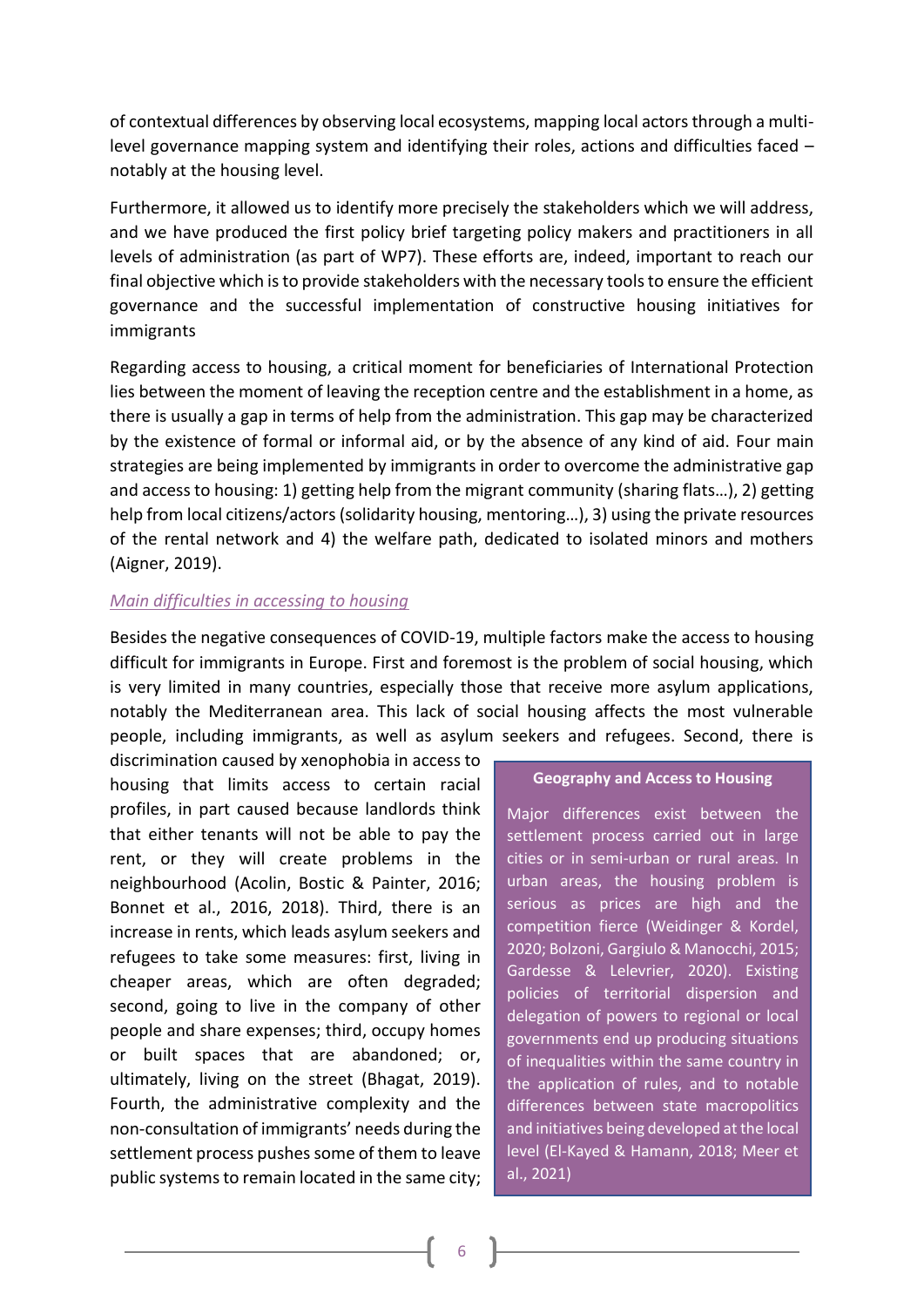of contextual differences by observing local ecosystems, mapping local actors through a multi-level governance mapping system and identifying their roles, actions and difficulties faced – notably at the housing level.

Furthermore, it allowed us to identify more precisely the stakeholders which we will address, and we have produced the first policy brief targeting policy makers and practitioners in all levels of administration (as part of WP7). These efforts are, indeed, important to reach our final objective which is to provide stakeholders with the necessary tools to ensure the efficient governance and the successful implementation of constructive housing initiatives for immigrants

Regarding access to housing, a critical moment for beneficiaries of International Protection lies between the moment of leaving the reception centre and the establishment in a home, as there is usually a gap in terms of help from the administration. This gap may be characterized by the existence of formal or informal aid, or by the absence of any kind of aid. Four main strategies are being implemented by immigrants in order to overcome the administrative gap and access to housing: 1) getting help from the migrant community (sharing flats…), 2) getting help from local citizens/actors (solidarity housing, mentoring…), 3) using the private resources of the rental network and 4) the welfare path, dedicated to isolated minors and mothers (Aigner, 2019).

### *Main difficulties in accessing to housing*

Besides the negative consequences of COVID-19, multiple factors make the access to housing difficult for immigrants in Europe. First and foremost is the problem of social housing, which is very limited in many countries, especially those that receive more asylum applications, notably the Mediterranean area. This lack of social housing affects the most vulnerable people, including immigrants, as well as asylum seekers and refugees. Second, there is discrimination caused by xenophobia in access to housing that limits access to certain racial profiles, in part caused because landlords think that either tenants will not be able to pay the rent, or they will create problems in the neighbourhood (Acolin, Bostic & Painter, 2016; Bonnet et al., 2016, 2018). Third, there is an increase in rents, which leads asylum seekers and refugees to take some measures: first, living in cheaper areas, which are often degraded; second, going to live in the company of other people and share expenses; third, occupy homes or built spaces that are abandoned; or, ultimately, living on the street (Bhagat, 2019). Fourth, the administrative complexity and the non-consultation of immigrants' needs during the settlement process pushes some of them to leave public systems to remain located in the same city;

> **Geography and Access to Housing**
>
> Major differences exist between the settlement process carried out in large cities or in semi-urban or rural areas. In urban areas, the housing problem is serious as prices are high and the competition fierce (Weidinger & Kordel, 2020; Bolzoni, Gargiulo & Manocchi, 2015; Gardesse & Lelevrier, 2020). Existing policies of territorial dispersion and delegation of powers to regional or local governments end up producing situations of inequalities within the same country in the application of rules, and to notable differences between state macropolitics and initiatives being developed at the local level (El-Kayed & Hamann, 2018; Meer et al., 2021)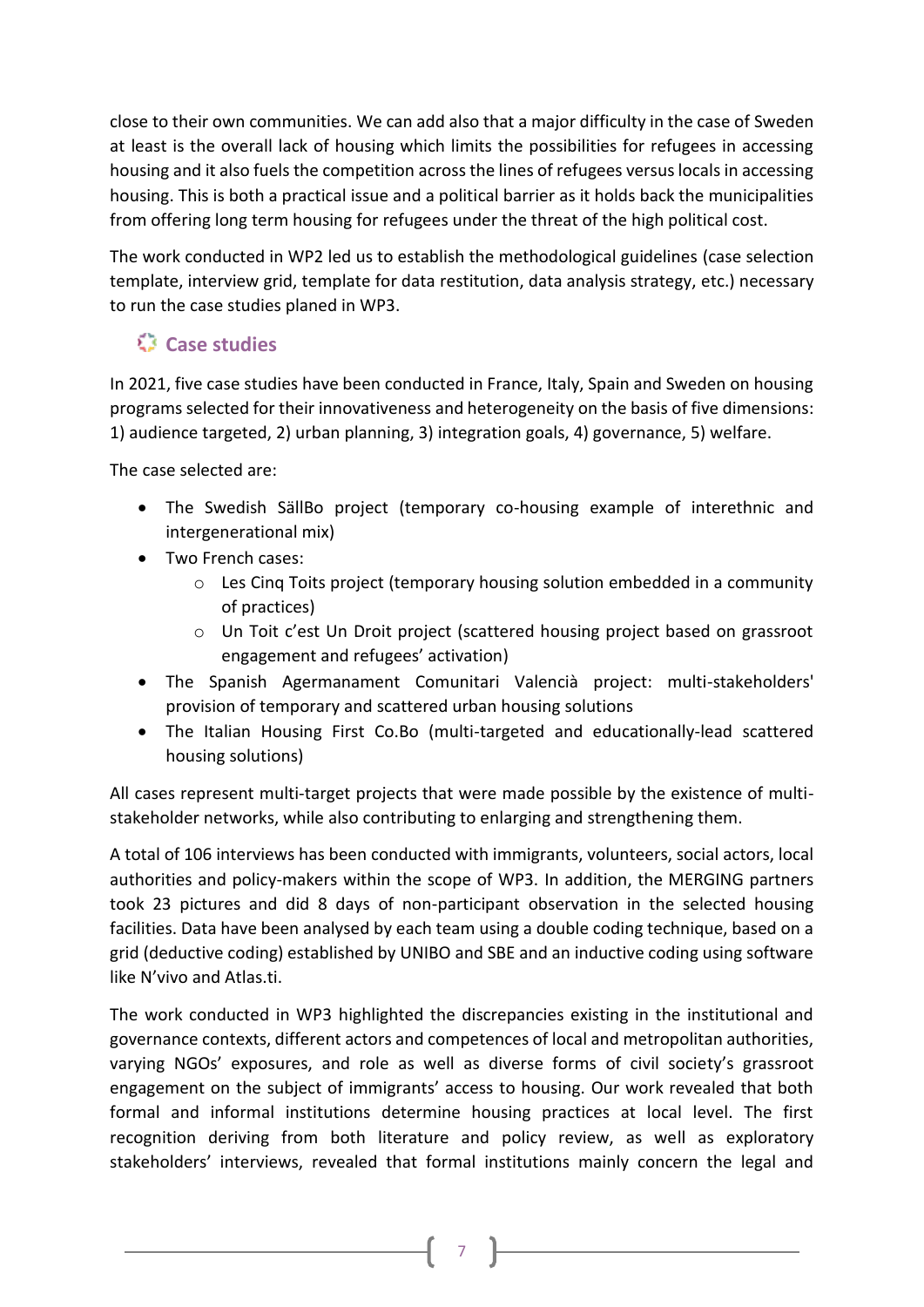close to their own communities. We can add also that a major difficulty in the case of Sweden at least is the overall lack of housing which limits the possibilities for refugees in accessing housing and it also fuels the competition across the lines of refugees versus locals in accessing housing. This is both a practical issue and a political barrier as it holds back the municipalities from offering long term housing for refugees under the threat of the high political cost.

The work conducted in WP2 led us to establish the methodological guidelines (case selection template, interview grid, template for data restitution, data analysis strategy, etc.) necessary to run the case studies planed in WP3.

## Case studies

In 2021, five case studies have been conducted in France, Italy, Spain and Sweden on housing programs selected for their innovativeness and heterogeneity on the basis of five dimensions: 1) audience targeted, 2) urban planning, 3) integration goals, 4) governance, 5) welfare.

The case selected are:

- The Swedish SällBo project (temporary co-housing example of interethnic and intergenerational mix)
- Two French cases:
  - Les Cinq Toits project (temporary housing solution embedded in a community of practices)
  - Un Toit c'est Un Droit project (scattered housing project based on grassroot engagement and refugees' activation)
- The Spanish Agermanament Comunitari Valencià project: multi-stakeholders' provision of temporary and scattered urban housing solutions
- The Italian Housing First Co.Bo (multi-targeted and educationally-lead scattered housing solutions)

All cases represent multi-target projects that were made possible by the existence of multi-stakeholder networks, while also contributing to enlarging and strengthening them.

A total of 106 interviews has been conducted with immigrants, volunteers, social actors, local authorities and policy-makers within the scope of WP3. In addition, the MERGING partners took 23 pictures and did 8 days of non-participant observation in the selected housing facilities. Data have been analysed by each team using a double coding technique, based on a grid (deductive coding) established by UNIBO and SBE and an inductive coding using software like N'vivo and Atlas.ti.

The work conducted in WP3 highlighted the discrepancies existing in the institutional and governance contexts, different actors and competences of local and metropolitan authorities, varying NGOs' exposures, and role as well as diverse forms of civil society's grassroot engagement on the subject of immigrants' access to housing. Our work revealed that both formal and informal institutions determine housing practices at local level. The first recognition deriving from both literature and policy review, as well as exploratory stakeholders' interviews, revealed that formal institutions mainly concern the legal and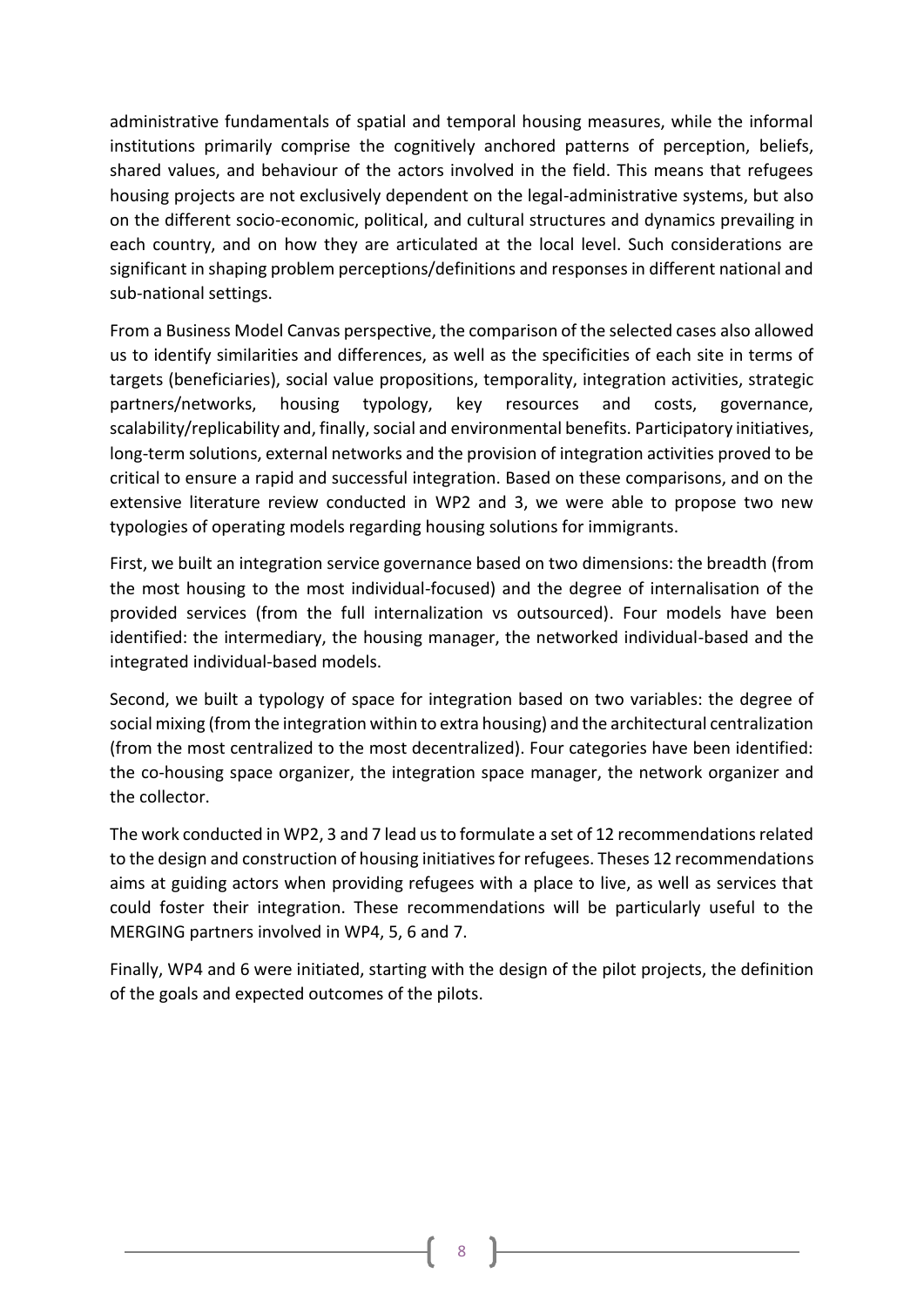administrative fundamentals of spatial and temporal housing measures, while the informal institutions primarily comprise the cognitively anchored patterns of perception, beliefs, shared values, and behaviour of the actors involved in the field. This means that refugees housing projects are not exclusively dependent on the legal-administrative systems, but also on the different socio-economic, political, and cultural structures and dynamics prevailing in each country, and on how they are articulated at the local level. Such considerations are significant in shaping problem perceptions/definitions and responses in different national and sub-national settings.

From a Business Model Canvas perspective, the comparison of the selected cases also allowed us to identify similarities and differences, as well as the specificities of each site in terms of targets (beneficiaries), social value propositions, temporality, integration activities, strategic partners/networks, housing typology, key resources and costs, governance, scalability/replicability and, finally, social and environmental benefits. Participatory initiatives, long-term solutions, external networks and the provision of integration activities proved to be critical to ensure a rapid and successful integration. Based on these comparisons, and on the extensive literature review conducted in WP2 and 3, we were able to propose two new typologies of operating models regarding housing solutions for immigrants.

First, we built an integration service governance based on two dimensions: the breadth (from the most housing to the most individual-focused) and the degree of internalisation of the provided services (from the full internalization vs outsourced). Four models have been identified: the intermediary, the housing manager, the networked individual-based and the integrated individual-based models.

Second, we built a typology of space for integration based on two variables: the degree of social mixing (from the integration within to extra housing) and the architectural centralization (from the most centralized to the most decentralized). Four categories have been identified: the co-housing space organizer, the integration space manager, the network organizer and the collector.

The work conducted in WP2, 3 and 7 lead us to formulate a set of 12 recommendations related to the design and construction of housing initiatives for refugees. Theses 12 recommendations aims at guiding actors when providing refugees with a place to live, as well as services that could foster their integration. These recommendations will be particularly useful to the MERGING partners involved in WP4, 5, 6 and 7.

Finally, WP4 and 6 were initiated, starting with the design of the pilot projects, the definition of the goals and expected outcomes of the pilots.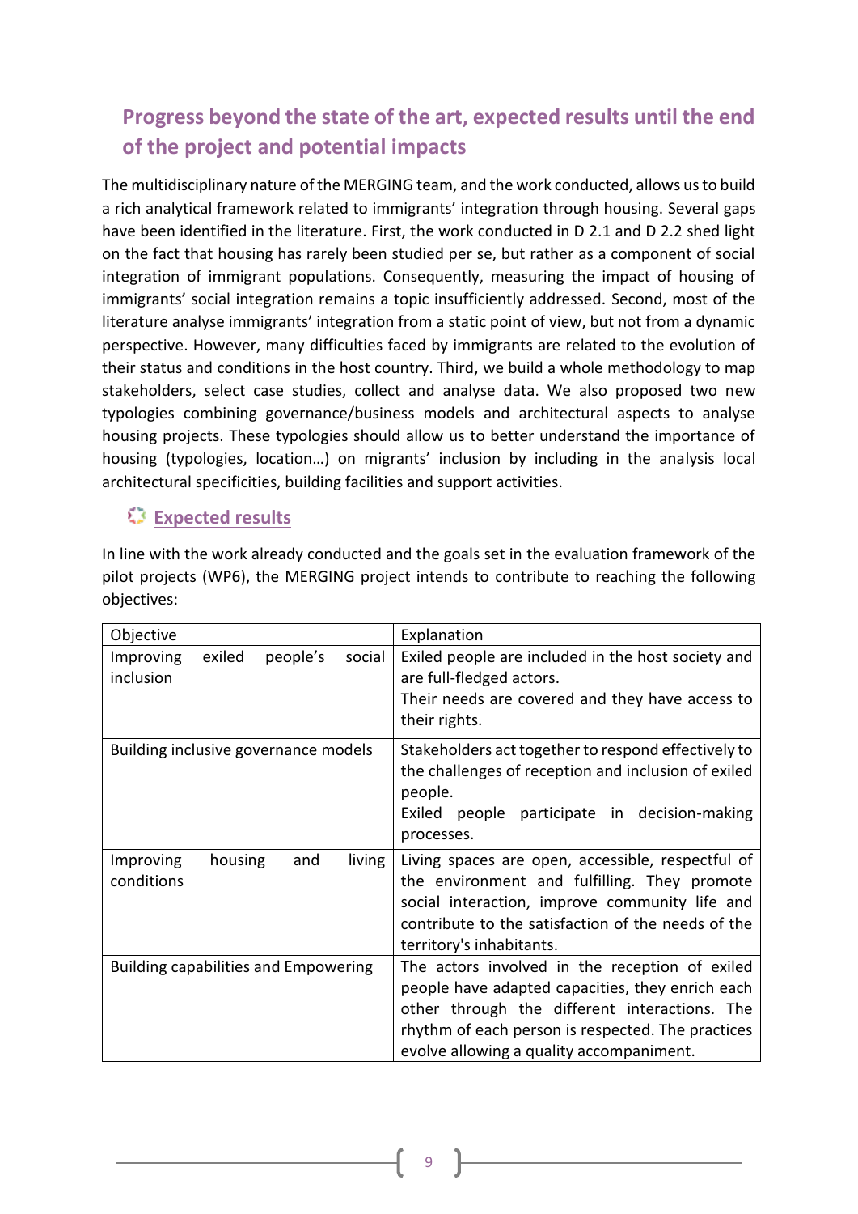## Progress beyond the state of the art, expected results until the end of the project and potential impacts

The multidisciplinary nature of the MERGING team, and the work conducted, allows us to build a rich analytical framework related to immigrants' integration through housing. Several gaps have been identified in the literature. First, the work conducted in D 2.1 and D 2.2 shed light on the fact that housing has rarely been studied per se, but rather as a component of social integration of immigrant populations. Consequently, measuring the impact of housing of immigrants' social integration remains a topic insufficiently addressed. Second, most of the literature analyse immigrants' integration from a static point of view, but not from a dynamic perspective. However, many difficulties faced by immigrants are related to the evolution of their status and conditions in the host country. Third, we build a whole methodology to map stakeholders, select case studies, collect and analyse data. We also proposed two new typologies combining governance/business models and architectural aspects to analyse housing projects. These typologies should allow us to better understand the importance of housing (typologies, location…) on migrants' inclusion by including in the analysis local architectural specificities, building facilities and support activities.

### Expected results

In line with the work already conducted and the goals set in the evaluation framework of the pilot projects (WP6), the MERGING project intends to contribute to reaching the following objectives:

| Objective | Explanation |
|---|---|
| Improving exiled people's social inclusion | Exiled people are included in the host society and are full-fledged actors.<br>Their needs are covered and they have access to their rights. |
| Building inclusive governance models | Stakeholders act together to respond effectively to the challenges of reception and inclusion of exiled people.<br>Exiled people participate in decision-making processes. |
| Improving housing and living conditions | Living spaces are open, accessible, respectful of the environment and fulfilling. They promote social interaction, improve community life and contribute to the satisfaction of the needs of the territory's inhabitants. |
| Building capabilities and Empowering | The actors involved in the reception of exiled people have adapted capacities, they enrich each other through the different interactions. The rhythm of each person is respected. The practices evolve allowing a quality accompaniment. |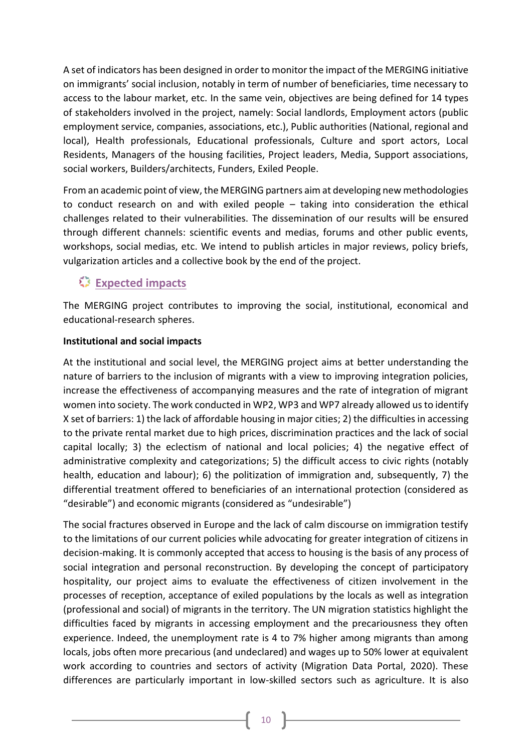A set of indicators has been designed in order to monitor the impact of the MERGING initiative on immigrants' social inclusion, notably in term of number of beneficiaries, time necessary to access to the labour market, etc. In the same vein, objectives are being defined for 14 types of stakeholders involved in the project, namely: Social landlords, Employment actors (public employment service, companies, associations, etc.), Public authorities (National, regional and local), Health professionals, Educational professionals, Culture and sport actors, Local Residents, Managers of the housing facilities, Project leaders, Media, Support associations, social workers, Builders/architects, Funders, Exiled People.

From an academic point of view, the MERGING partners aim at developing new methodologies to conduct research on and with exiled people – taking into consideration the ethical challenges related to their vulnerabilities. The dissemination of our results will be ensured through different channels: scientific events and medias, forums and other public events, workshops, social medias, etc. We intend to publish articles in major reviews, policy briefs, vulgarization articles and a collective book by the end of the project.

## Expected impacts

The MERGING project contributes to improving the social, institutional, economical and educational-research spheres.

**Institutional and social impacts**

At the institutional and social level, the MERGING project aims at better understanding the nature of barriers to the inclusion of migrants with a view to improving integration policies, increase the effectiveness of accompanying measures and the rate of integration of migrant women into society. The work conducted in WP2, WP3 and WP7 already allowed us to identify X set of barriers: 1) the lack of affordable housing in major cities; 2) the difficulties in accessing to the private rental market due to high prices, discrimination practices and the lack of social capital locally; 3) the eclectism of national and local policies; 4) the negative effect of administrative complexity and categorizations; 5) the difficult access to civic rights (notably health, education and labour); 6) the politization of immigration and, subsequently, 7) the differential treatment offered to beneficiaries of an international protection (considered as "desirable") and economic migrants (considered as "undesirable")

The social fractures observed in Europe and the lack of calm discourse on immigration testify to the limitations of our current policies while advocating for greater integration of citizens in decision-making. It is commonly accepted that access to housing is the basis of any process of social integration and personal reconstruction. By developing the concept of participatory hospitality, our project aims to evaluate the effectiveness of citizen involvement in the processes of reception, acceptance of exiled populations by the locals as well as integration (professional and social) of migrants in the territory. The UN migration statistics highlight the difficulties faced by migrants in accessing employment and the precariousness they often experience. Indeed, the unemployment rate is 4 to 7% higher among migrants than among locals, jobs often more precarious (and undeclared) and wages up to 50% lower at equivalent work according to countries and sectors of activity (Migration Data Portal, 2020). These differences are particularly important in low-skilled sectors such as agriculture. It is also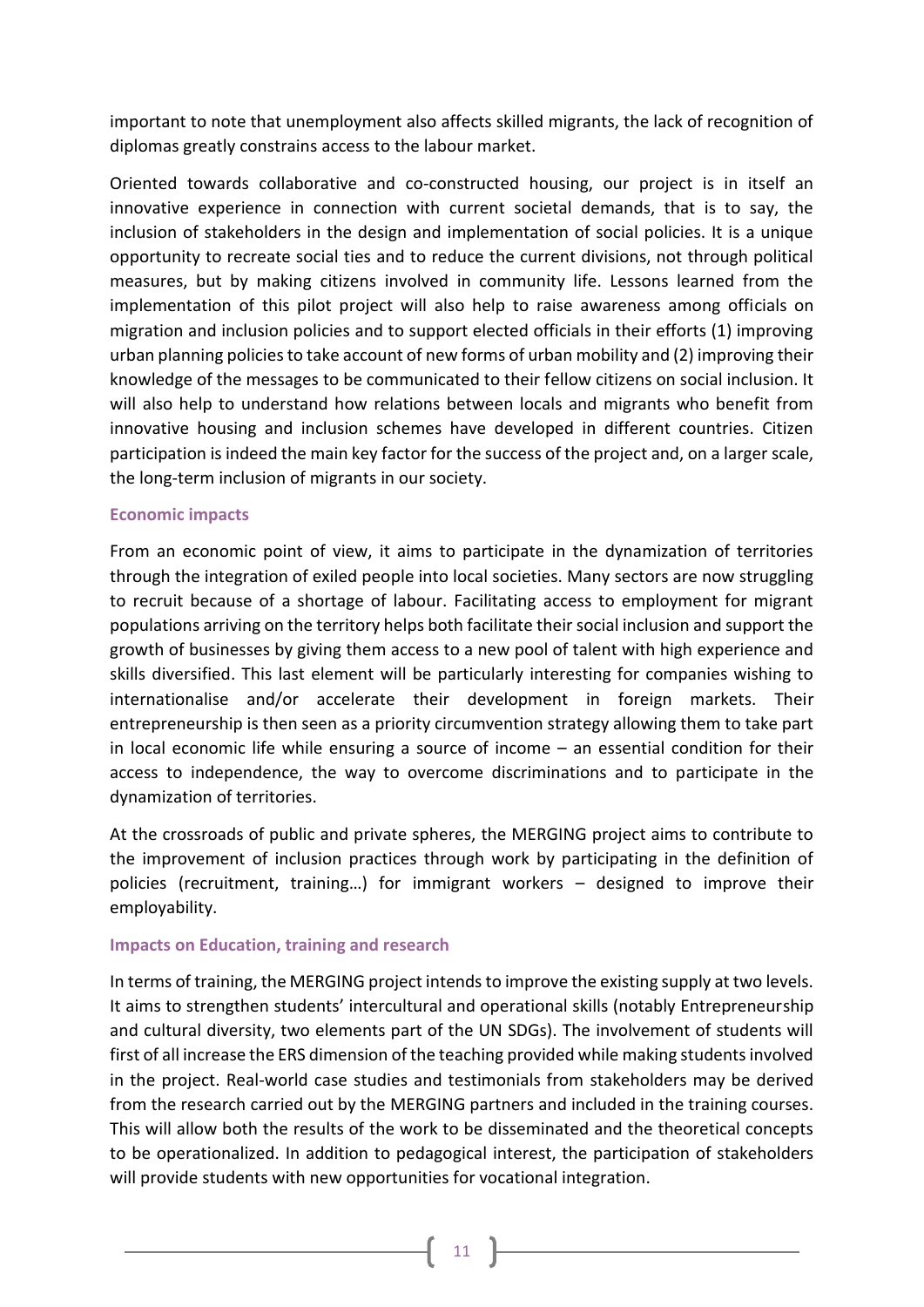important to note that unemployment also affects skilled migrants, the lack of recognition of diplomas greatly constrains access to the labour market.

Oriented towards collaborative and co-constructed housing, our project is in itself an innovative experience in connection with current societal demands, that is to say, the inclusion of stakeholders in the design and implementation of social policies. It is a unique opportunity to recreate social ties and to reduce the current divisions, not through political measures, but by making citizens involved in community life. Lessons learned from the implementation of this pilot project will also help to raise awareness among officials on migration and inclusion policies and to support elected officials in their efforts (1) improving urban planning policies to take account of new forms of urban mobility and (2) improving their knowledge of the messages to be communicated to their fellow citizens on social inclusion. It will also help to understand how relations between locals and migrants who benefit from innovative housing and inclusion schemes have developed in different countries. Citizen participation is indeed the main key factor for the success of the project and, on a larger scale, the long-term inclusion of migrants in our society.

### Economic impacts

From an economic point of view, it aims to participate in the dynamization of territories through the integration of exiled people into local societies. Many sectors are now struggling to recruit because of a shortage of labour. Facilitating access to employment for migrant populations arriving on the territory helps both facilitate their social inclusion and support the growth of businesses by giving them access to a new pool of talent with high experience and skills diversified. This last element will be particularly interesting for companies wishing to internationalise and/or accelerate their development in foreign markets. Their entrepreneurship is then seen as a priority circumvention strategy allowing them to take part in local economic life while ensuring a source of income – an essential condition for their access to independence, the way to overcome discriminations and to participate in the dynamization of territories.

At the crossroads of public and private spheres, the MERGING project aims to contribute to the improvement of inclusion practices through work by participating in the definition of policies (recruitment, training…) for immigrant workers – designed to improve their employability.

### Impacts on Education, training and research

In terms of training, the MERGING project intends to improve the existing supply at two levels. It aims to strengthen students' intercultural and operational skills (notably Entrepreneurship and cultural diversity, two elements part of the UN SDGs). The involvement of students will first of all increase the ERS dimension of the teaching provided while making students involved in the project. Real-world case studies and testimonials from stakeholders may be derived from the research carried out by the MERGING partners and included in the training courses. This will allow both the results of the work to be disseminated and the theoretical concepts to be operationalized. In addition to pedagogical interest, the participation of stakeholders will provide students with new opportunities for vocational integration.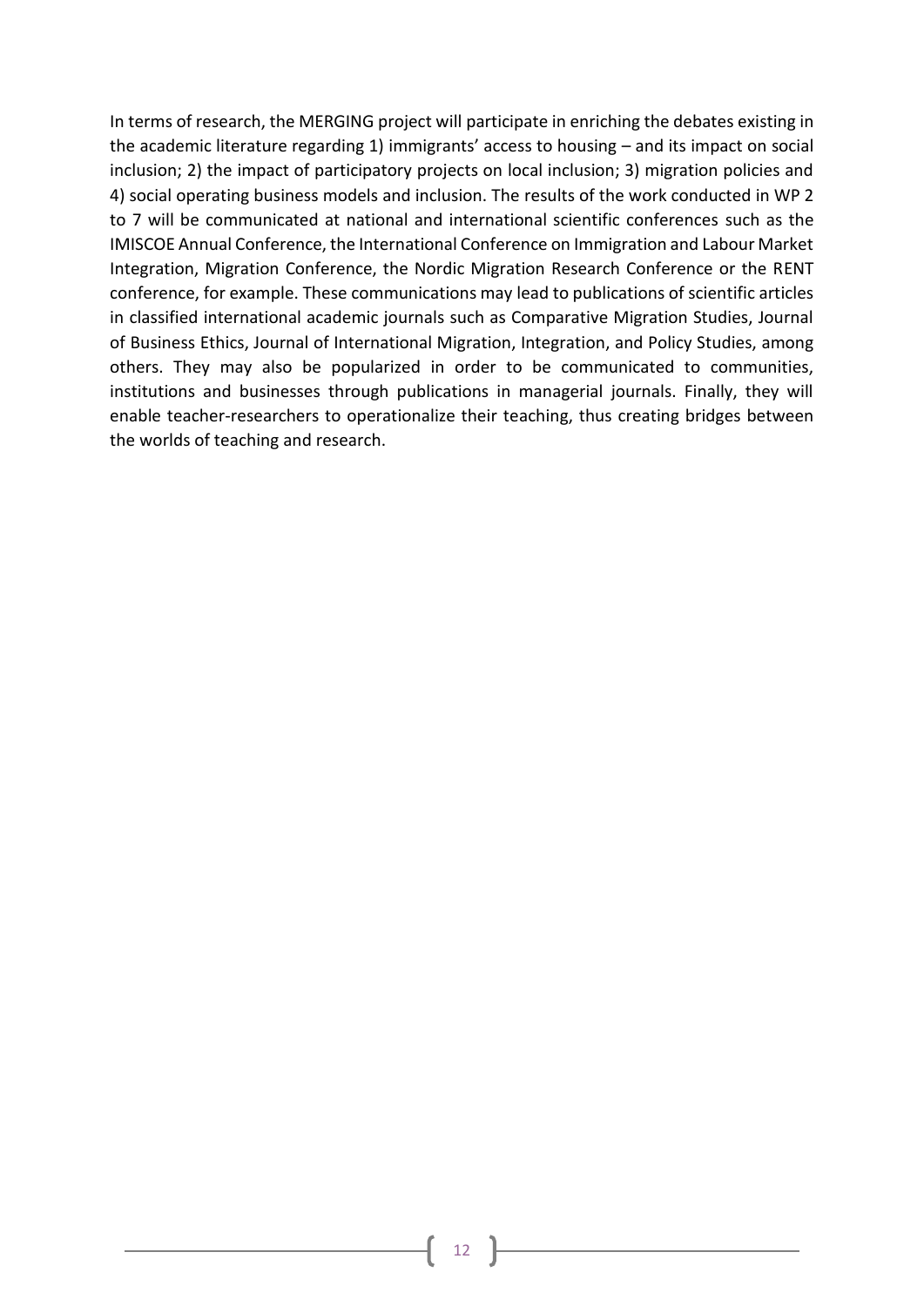In terms of research, the MERGING project will participate in enriching the debates existing in the academic literature regarding 1) immigrants' access to housing – and its impact on social inclusion; 2) the impact of participatory projects on local inclusion; 3) migration policies and 4) social operating business models and inclusion. The results of the work conducted in WP 2 to 7 will be communicated at national and international scientific conferences such as the IMISCOE Annual Conference, the International Conference on Immigration and Labour Market Integration, Migration Conference, the Nordic Migration Research Conference or the RENT conference, for example. These communications may lead to publications of scientific articles in classified international academic journals such as Comparative Migration Studies, Journal of Business Ethics, Journal of International Migration, Integration, and Policy Studies, among others. They may also be popularized in order to be communicated to communities, institutions and businesses through publications in managerial journals. Finally, they will enable teacher-researchers to operationalize their teaching, thus creating bridges between the worlds of teaching and research.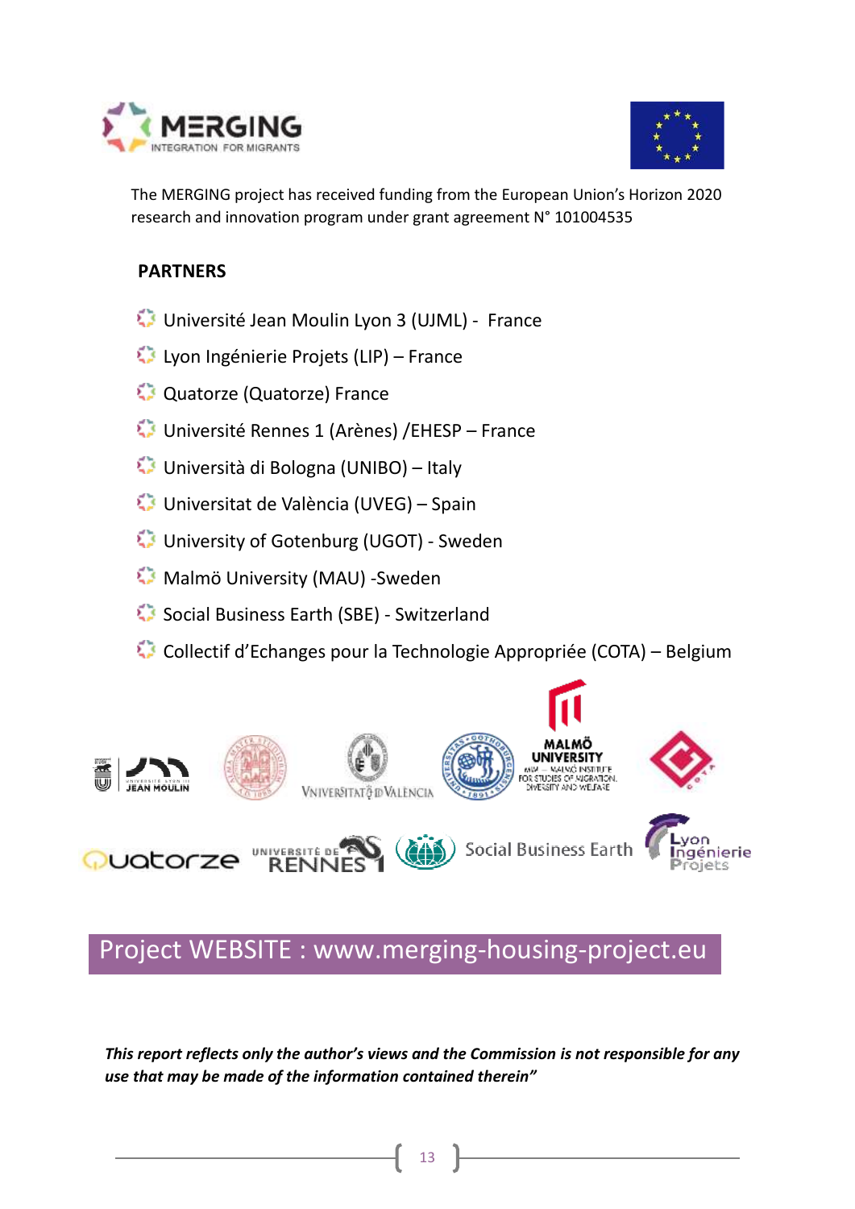The MERGING project has received funding from the European Union's Horizon 2020 research and innovation program under grant agreement N° 101004535

**PARTNERS**

- Université Jean Moulin Lyon 3 (UJML) - France
- Lyon Ingénierie Projets (LIP) – France
- Quatorze (Quatorze) France
- Université Rennes 1 (Arènes) /EHESP – France
- Università di Bologna (UNIBO) – Italy
- Universitat de València (UVEG) – Spain
- University of Gotenburg (UGOT) - Sweden
- Malmö University (MAU) -Sweden
- Social Business Earth (SBE) - Switzerland
- Collectif d'Echanges pour la Technologie Appropriée (COTA) – Belgium

## Project WEBSITE : www.merging-housing-project.eu

***This report reflects only the author's views and the Commission is not responsible for any use that may be made of the information contained therein"***